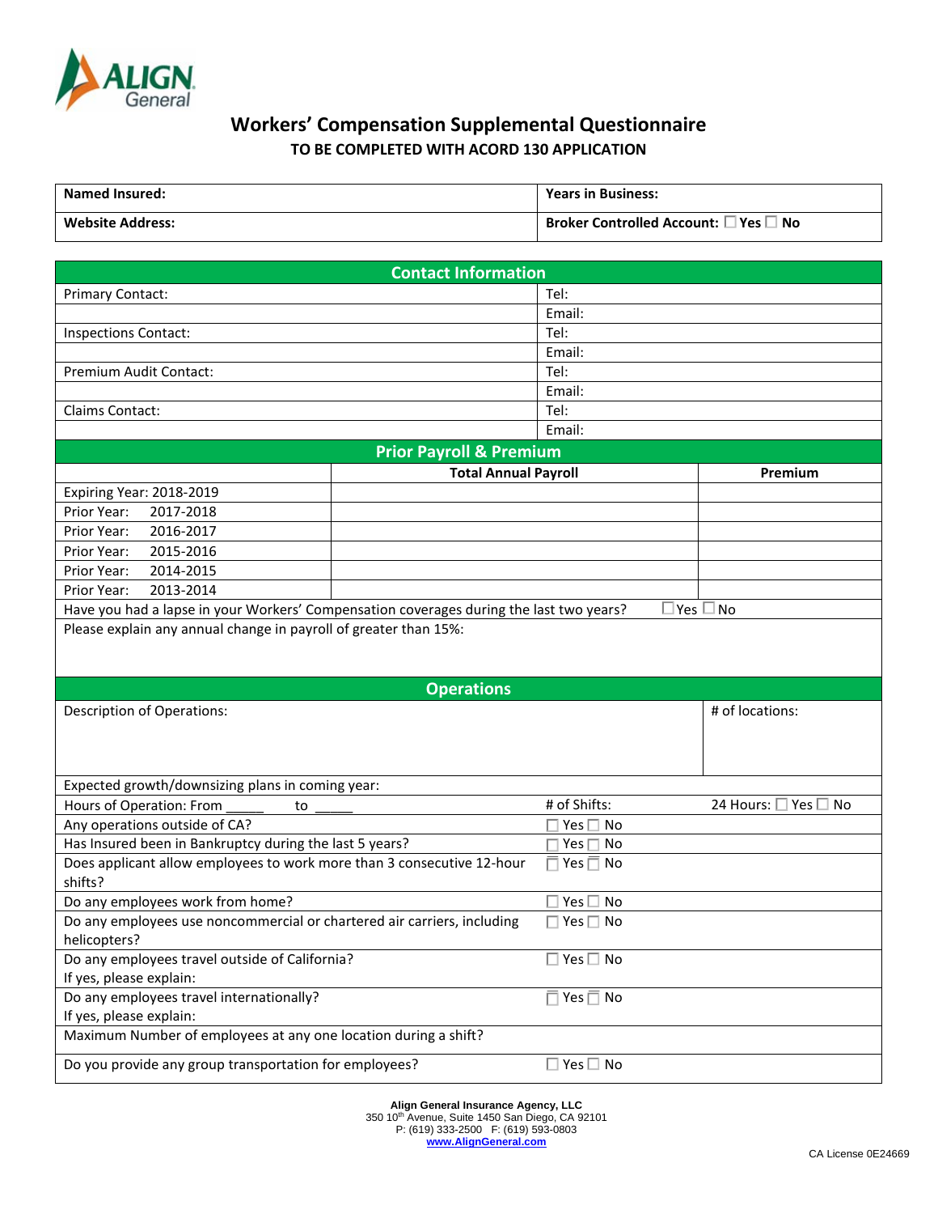ALIGN General

# Workers' Compensation Supplemental Questionnaire

**TO BE COMPLETED WITH ACORD 130 APPLICATION**

| **Named Insured:** | **Years in Business:** |
|---|---|
| **Website Address:** | **Broker Controlled Account:** ☐ Yes ☐ No |

## Contact Information

| | |
|---|---|
| Primary Contact: | Tel: |
| | Email: |
| Inspections Contact: | Tel: |
| | Email: |
| Premium Audit Contact: | Tel: |
| | Email: |
| Claims Contact: | Tel: |
| | Email: |

## Prior Payroll & Premium

| | **Total Annual Payroll** | **Premium** |
|---|---|---|
| Expiring Year: 2018-2019 | | |
| Prior Year: 2017-2018 | | |
| Prior Year: 2016-2017 | | |
| Prior Year: 2015-2016 | | |
| Prior Year: 2014-2015 | | |
| Prior Year: 2013-2014 | | |

Have you had a lapse in your Workers' Compensation coverages during the last two years? ☐ Yes ☐ No

Please explain any annual change in payroll of greater than 15%:

## Operations

| | | |
|---|---|---|
| Description of Operations: | | # of locations: |
| Expected growth/downsizing plans in coming year: | | |
| Hours of Operation: From _____ to _____ | # of Shifts: | 24 Hours: ☐ Yes ☐ No |
| Any operations outside of CA? | ☐ Yes ☐ No | |
| Has Insured been in Bankruptcy during the last 5 years? | ☐ Yes ☐ No | |
| Does applicant allow employees to work more than 3 consecutive 12-hour shifts? | ☐ Yes ☐ No | |
| Do any employees work from home? | ☐ Yes ☐ No | |
| Do any employees use noncommercial or chartered air carriers, including helicopters? | ☐ Yes ☐ No | |
| Do any employees travel outside of California? If yes, please explain: | ☐ Yes ☐ No | |
| Do any employees travel internationally? If yes, please explain: | ☐ Yes ☐ No | |
| Maximum Number of employees at any one location during a shift? | | |
| Do you provide any group transportation for employees? | ☐ Yes ☐ No | |

**Align General Insurance Agency, LLC**
350 10th Avenue, Suite 1450 San Diego, CA 92101
P: (619) 333-2500 F: (619) 593-0803
www.AlignGeneral.com

CA License 0E24669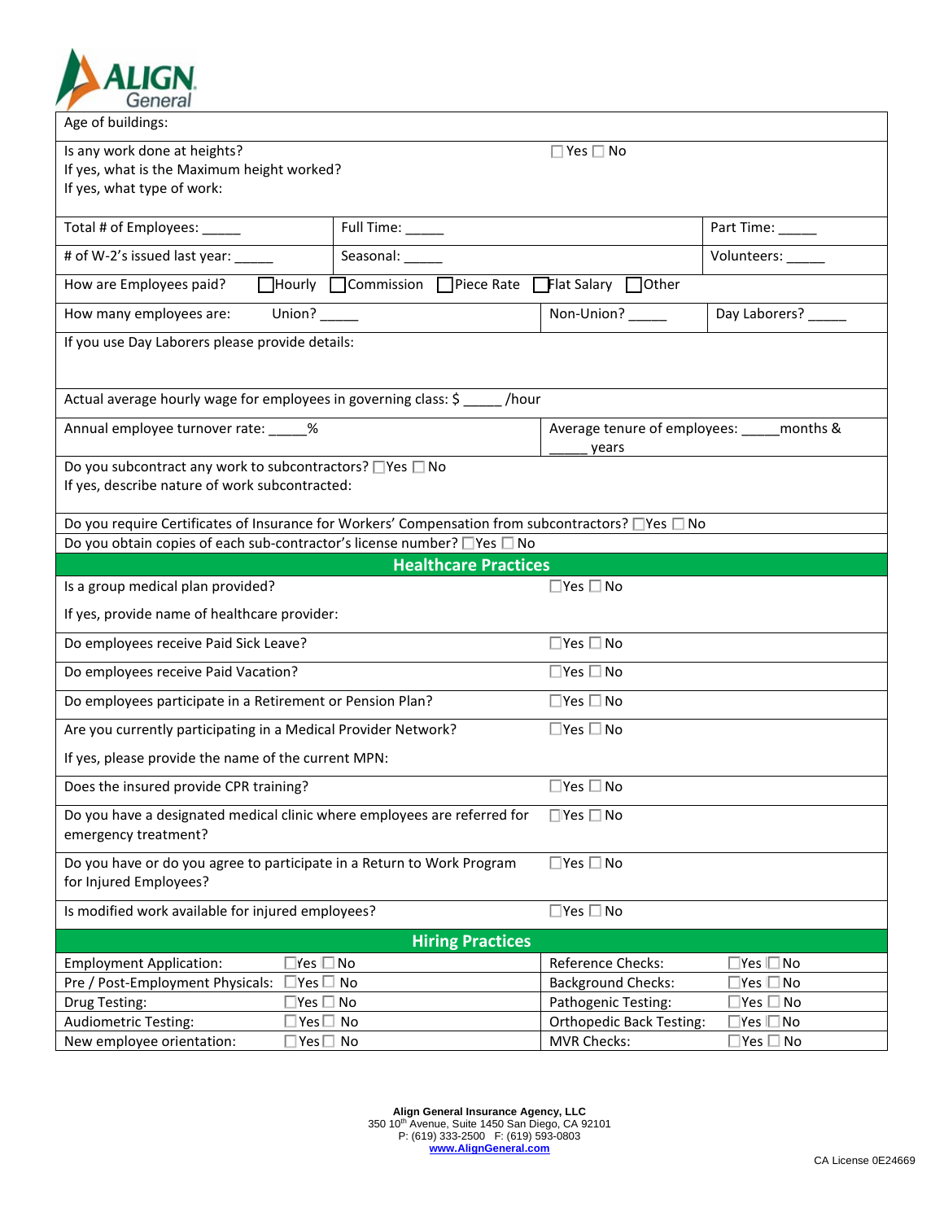**ALIGN General**

Age of buildings:

Is any work done at heights? ☐ Yes ☐ No
If yes, what is the Maximum height worked?
If yes, what type of work:

| Total # of Employees: _____ | Full Time: _____ | Part Time: _____ |
|---|---|---|
| # of W-2's issued last year: _____ | Seasonal: _____ | Volunteers: _____ |

How are Employees paid? ☐ Hourly ☐ Commission ☐ Piece Rate ☐ Flat Salary ☐ Other

| How many employees are: Union? _____ | Non-Union? _____ | Day Laborers? _____ |
|---|---|---|

If you use Day Laborers please provide details:

Actual average hourly wage for employees in governing class: $ _____ /hour

| Annual employee turnover rate: _____% | Average tenure of employees: _____ months & _____ years |
|---|---|

Do you subcontract any work to subcontractors? ☐ Yes ☐ No
If yes, describe nature of work subcontracted:

Do you require Certificates of Insurance for Workers' Compensation from subcontractors? ☐ Yes ☐ No

Do you obtain copies of each sub-contractor's license number? ☐ Yes ☐ No

## Healthcare Practices

| Question | Answer |
|---|---|
| Is a group medical plan provided? If yes, provide name of healthcare provider: | ☐ Yes ☐ No |
| Do employees receive Paid Sick Leave? | ☐ Yes ☐ No |
| Do employees receive Paid Vacation? | ☐ Yes ☐ No |
| Do employees participate in a Retirement or Pension Plan? | ☐ Yes ☐ No |
| Are you currently participating in a Medical Provider Network? If yes, please provide the name of the current MPN: | ☐ Yes ☐ No |
| Does the insured provide CPR training? | ☐ Yes ☐ No |
| Do you have a designated medical clinic where employees are referred for emergency treatment? | ☐ Yes ☐ No |
| Do you have or do you agree to participate in a Return to Work Program for Injured Employees? | ☐ Yes ☐ No |
| Is modified work available for injured employees? | ☐ Yes ☐ No |

## Hiring Practices

| | | | |
|---|---|---|---|
| Employment Application: | ☐ Yes ☐ No | Reference Checks: | ☐ Yes ☐ No |
| Pre / Post-Employment Physicals: | ☐ Yes ☐ No | Background Checks: | ☐ Yes ☐ No |
| Drug Testing: | ☐ Yes ☐ No | Pathogenic Testing: | ☐ Yes ☐ No |
| Audiometric Testing: | ☐ Yes ☐ No | Orthopedic Back Testing: | ☐ Yes ☐ No |
| New employee orientation: | ☐ Yes ☐ No | MVR Checks: | ☐ Yes ☐ No |

**Align General Insurance Agency, LLC**
350 10th Avenue, Suite 1450 San Diego, CA 92101
P: (619) 333-2500 F: (619) 593-0803
www.AlignGeneral.com

CA License 0E24669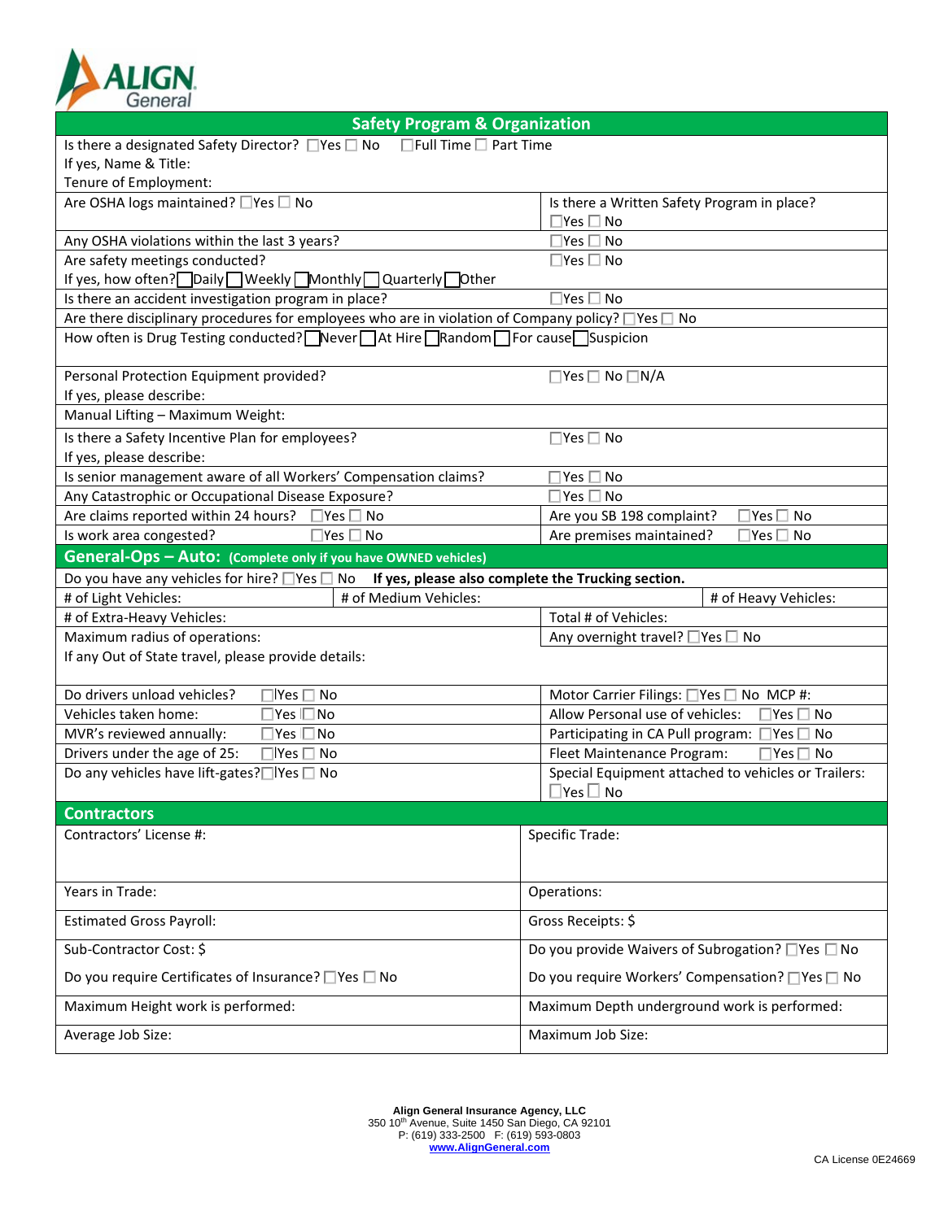**ALIGN General**

## Safety Program & Organization

Is there a designated Safety Director? ☐Yes ☐ No ☐Full Time ☐ Part Time
If yes, Name & Title:
Tenure of Employment:

| | |
|---|---|
| Are OSHA logs maintained? ☐Yes ☐ No | Is there a Written Safety Program in place? ☐Yes ☐ No |
| Any OSHA violations within the last 3 years? | ☐Yes ☐ No |
| Are safety meetings conducted? If yes, how often? ☐Daily ☐Weekly ☐Monthly ☐Quarterly ☐Other | ☐Yes ☐ No |
| Is there an accident investigation program in place? | ☐Yes ☐ No |

Are there disciplinary procedures for employees who are in violation of Company policy? ☐Yes ☐ No

How often is Drug Testing conducted? ☐Never ☐At Hire ☐Random ☐For cause ☐Suspicion

| | |
|---|---|
| Personal Protection Equipment provided? If yes, please describe: | ☐Yes ☐ No ☐N/A |

Manual Lifting – Maximum Weight:

| | |
|---|---|
| Is there a Safety Incentive Plan for employees? If yes, please describe: | ☐Yes ☐ No |
| Is senior management aware of all Workers' Compensation claims? | ☐Yes ☐ No |
| Any Catastrophic or Occupational Disease Exposure? | ☐Yes ☐ No |
| Are claims reported within 24 hours? ☐Yes ☐ No | Are you SB 198 complaint? ☐Yes ☐ No |
| Is work area congested? ☐Yes ☐ No | Are premises maintained? ☐Yes ☐ No |

## General-Ops – Auto: (Complete only if you have OWNED vehicles)

Do you have any vehicles for hire? ☐Yes ☐ No **If yes, please also complete the Trucking section.**

| | | |
|---|---|---|
| # of Light Vehicles: | # of Medium Vehicles: | # of Heavy Vehicles: |

| | |
|---|---|
| # of Extra-Heavy Vehicles: | Total # of Vehicles: |
| Maximum radius of operations: | Any overnight travel? ☐Yes ☐ No |

If any Out of State travel, please provide details:

| | |
|---|---|
| Do drivers unload vehicles? ☐Yes ☐ No | Motor Carrier Filings: ☐Yes ☐ No MCP #: |
| Vehicles taken home: ☐Yes ☐No | Allow Personal use of vehicles: ☐Yes ☐ No |
| MVR's reviewed annually: ☐Yes ☐No | Participating in CA Pull program: ☐Yes ☐ No |
| Drivers under the age of 25: ☐Yes ☐ No | Fleet Maintenance Program: ☐Yes ☐ No |
| Do any vehicles have lift-gates? ☐Yes ☐ No | Special Equipment attached to vehicles or Trailers: ☐Yes ☐ No |

## Contractors

| | |
|---|---|
| Contractors' License #: | Specific Trade: |
| Years in Trade: | Operations: |
| Estimated Gross Payroll: | Gross Receipts: $ |
| Sub-Contractor Cost: $ | Do you provide Waivers of Subrogation? ☐Yes ☐ No |
| Do you require Certificates of Insurance? ☐Yes ☐ No | Do you require Workers' Compensation? ☐Yes ☐ No |
| Maximum Height work is performed: | Maximum Depth underground work is performed: |
| Average Job Size: | Maximum Job Size: |

**Align General Insurance Agency, LLC**
350 10th Avenue, Suite 1450 San Diego, CA 92101
P: (619) 333-2500 F: (619) 593-0803
www.AlignGeneral.com

CA License 0E24669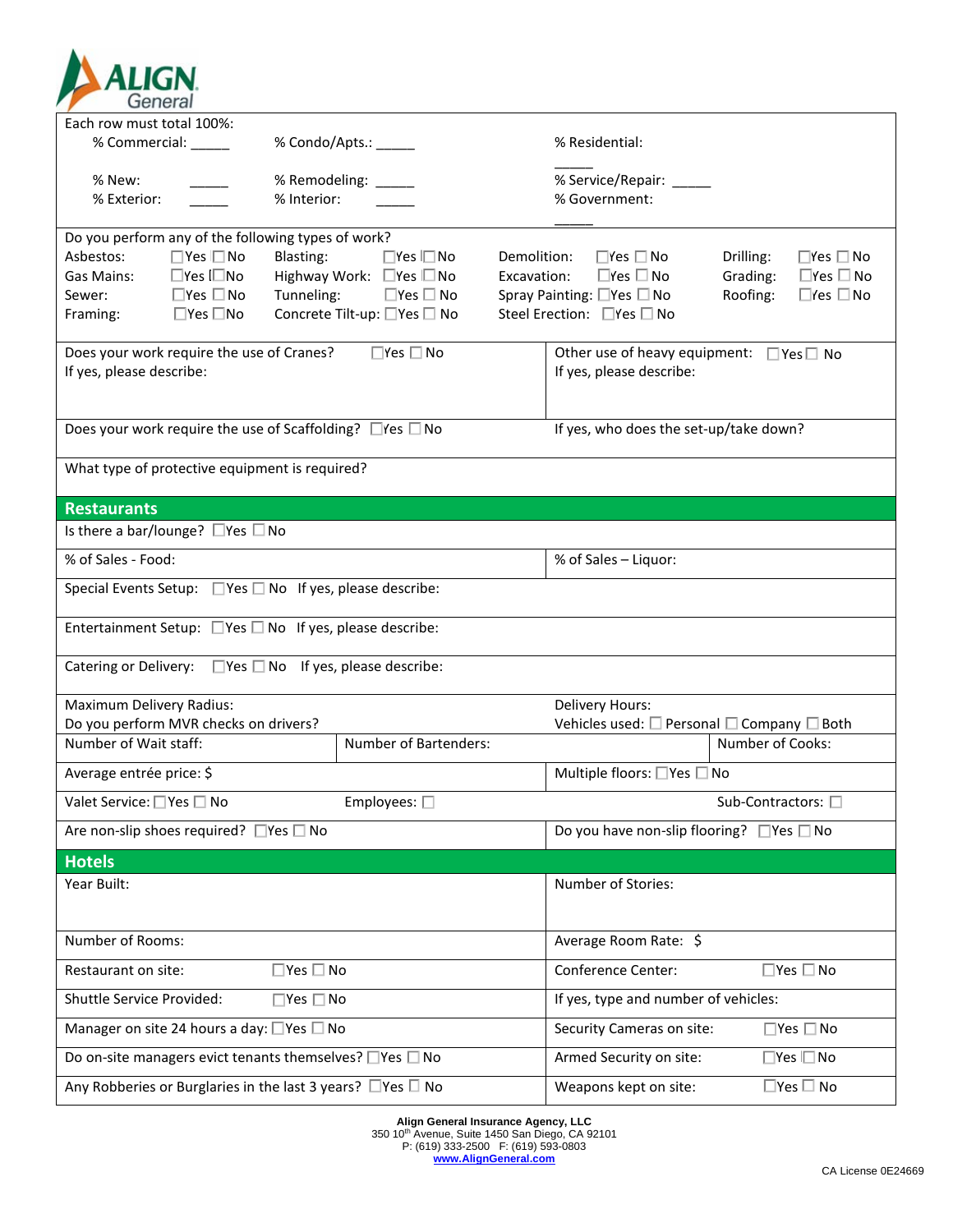Each row must total 100%:

% Commercial: _____ % Condo/Apts.: _____ % Residential: _____

% New: _____ % Remodeling: _____ % Service/Repair: _____

% Exterior: _____ % Interior: _____ % Government: _____

Do you perform any of the following types of work?

| | | | | | | | |
|---|---|---|---|---|---|---|---|
| Asbestos: | ☐Yes ☐No | Blasting: | ☐Yes ☐No | Demolition: | ☐Yes ☐No | Drilling: | ☐Yes ☐No |
| Gas Mains: | ☐Yes ☐No | Highway Work: | ☐Yes ☐No | Excavation: | ☐Yes ☐No | Grading: | ☐Yes ☐No |
| Sewer: | ☐Yes ☐No | Tunneling: | ☐Yes ☐No | Spray Painting: | ☐Yes ☐No | Roofing: | ☐Yes ☐No |
| Framing: | ☐Yes ☐No | Concrete Tilt-up: | ☐Yes ☐No | Steel Erection: | ☐Yes ☐No | | |

Does your work require the use of Cranes? ☐Yes ☐No
If yes, please describe:

Other use of heavy equipment: ☐Yes ☐No
If yes, please describe:

Does your work require the use of Scaffolding? ☐Yes ☐No

If yes, who does the set-up/take down?

What type of protective equipment is required?

## Restaurants

Is there a bar/lounge? ☐Yes ☐No

% of Sales - Food:

% of Sales – Liquor:

Special Events Setup: ☐Yes ☐No If yes, please describe:

Entertainment Setup: ☐Yes ☐No If yes, please describe:

Catering or Delivery: ☐Yes ☐No If yes, please describe:

Maximum Delivery Radius:
Do you perform MVR checks on drivers?

Delivery Hours:
Vehicles used: ☐ Personal ☐ Company ☐ Both

Number of Wait staff: | Number of Bartenders: | Number of Cooks:

Average entrée price: $

Multiple floors: ☐Yes ☐No

Valet Service: ☐Yes ☐No | Employees: ☐ | Sub-Contractors: ☐

Are non-slip shoes required? ☐Yes ☐No

Do you have non-slip flooring? ☐Yes ☐No

## Hotels

| | |
|---|---|
| Year Built: | Number of Stories: |
| Number of Rooms: | Average Room Rate: $ |
| Restaurant on site: ☐Yes ☐No | Conference Center: ☐Yes ☐No |
| Shuttle Service Provided: ☐Yes ☐No | If yes, type and number of vehicles: |
| Manager on site 24 hours a day: ☐Yes ☐No | Security Cameras on site: ☐Yes ☐No |
| Do on-site managers evict tenants themselves? ☐Yes ☐No | Armed Security on site: ☐Yes ☐No |
| Any Robberies or Burglaries in the last 3 years? ☐Yes ☐No | Weapons kept on site: ☐Yes ☐No |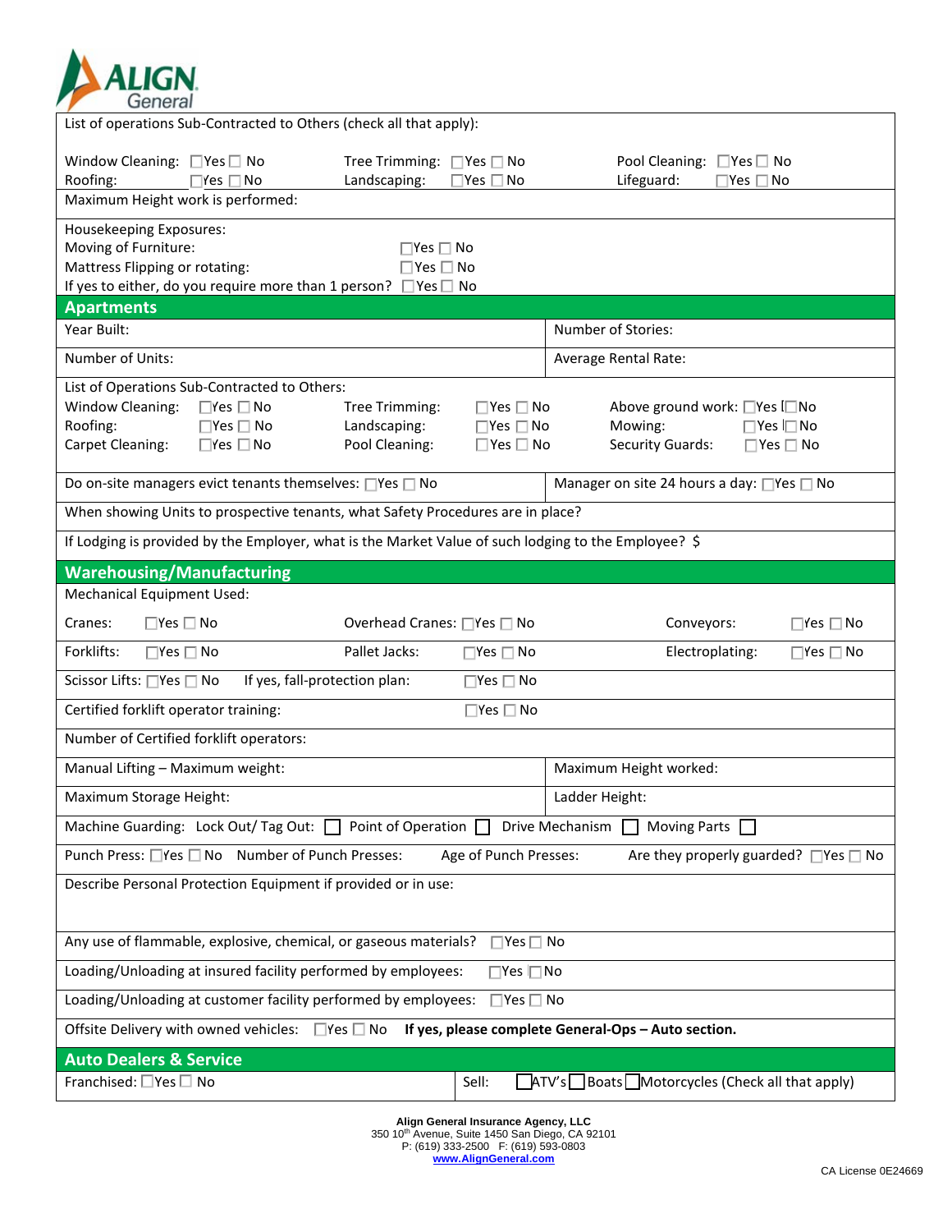List of operations Sub-Contracted to Others (check all that apply):

Window Cleaning: ☐Yes ☐ No  Tree Trimming: ☐Yes ☐ No  Pool Cleaning: ☐Yes ☐ No
Roofing: ☐Yes ☐No  Landscaping: ☐Yes ☐No  Lifeguard: ☐Yes ☐No

Maximum Height work is performed:

Housekeeping Exposures:
Moving of Furniture: ☐Yes ☐ No
Mattress Flipping or rotating: ☐Yes ☐ No
If yes to either, do you require more than 1 person? ☐Yes ☐ No

## Apartments

| Year Built: | Number of Stories: |
|---|---|
| Number of Units: | Average Rental Rate: |

List of Operations Sub-Contracted to Others:
Window Cleaning: ☐Yes ☐No  Tree Trimming: ☐Yes ☐ No  Above ground work: ☐Yes ☐No
Roofing: ☐Yes ☐ No  Landscaping: ☐Yes ☐No  Mowing: ☐Yes ☐No
Carpet Cleaning: ☐Yes ☐No  Pool Cleaning: ☐Yes ☐ No  Security Guards: ☐Yes ☐ No

Do on-site managers evict tenants themselves: ☐Yes ☐ No  Manager on site 24 hours a day: ☐Yes ☐ No

When showing Units to prospective tenants, what Safety Procedures are in place?

If Lodging is provided by the Employer, what is the Market Value of such lodging to the Employee? $

## Warehousing/Manufacturing

Mechanical Equipment Used:

Cranes: ☐Yes ☐ No  Overhead Cranes: ☐Yes ☐ No  Conveyors: ☐Yes ☐ No

Forklifts: ☐Yes ☐ No  Pallet Jacks: ☐Yes ☐ No  Electroplating: ☐Yes ☐ No

Scissor Lifts: ☐Yes ☐ No  If yes, fall-protection plan: ☐Yes ☐ No

Certified forklift operator training: ☐Yes ☐ No

Number of Certified forklift operators:

| Manual Lifting – Maximum weight: | Maximum Height worked: |
|---|---|
| Maximum Storage Height: | Ladder Height: |

Machine Guarding: Lock Out/ Tag Out: ☐ Point of Operation ☐ Drive Mechanism ☐ Moving Parts ☐

Punch Press: ☐Yes ☐ No  Number of Punch Presses:  Age of Punch Presses:  Are they properly guarded? ☐Yes ☐ No

Describe Personal Protection Equipment if provided or in use:

Any use of flammable, explosive, chemical, or gaseous materials? ☐Yes ☐ No

Loading/Unloading at insured facility performed by employees: ☐Yes ☐No

Loading/Unloading at customer facility performed by employees: ☐Yes ☐ No

Offsite Delivery with owned vehicles: ☐Yes ☐ No **If yes, please complete General-Ops – Auto section.**

## Auto Dealers & Service

Franchised: ☐Yes ☐ No  Sell: ☐ATV's ☐Boats ☐Motorcycles (Check all that apply)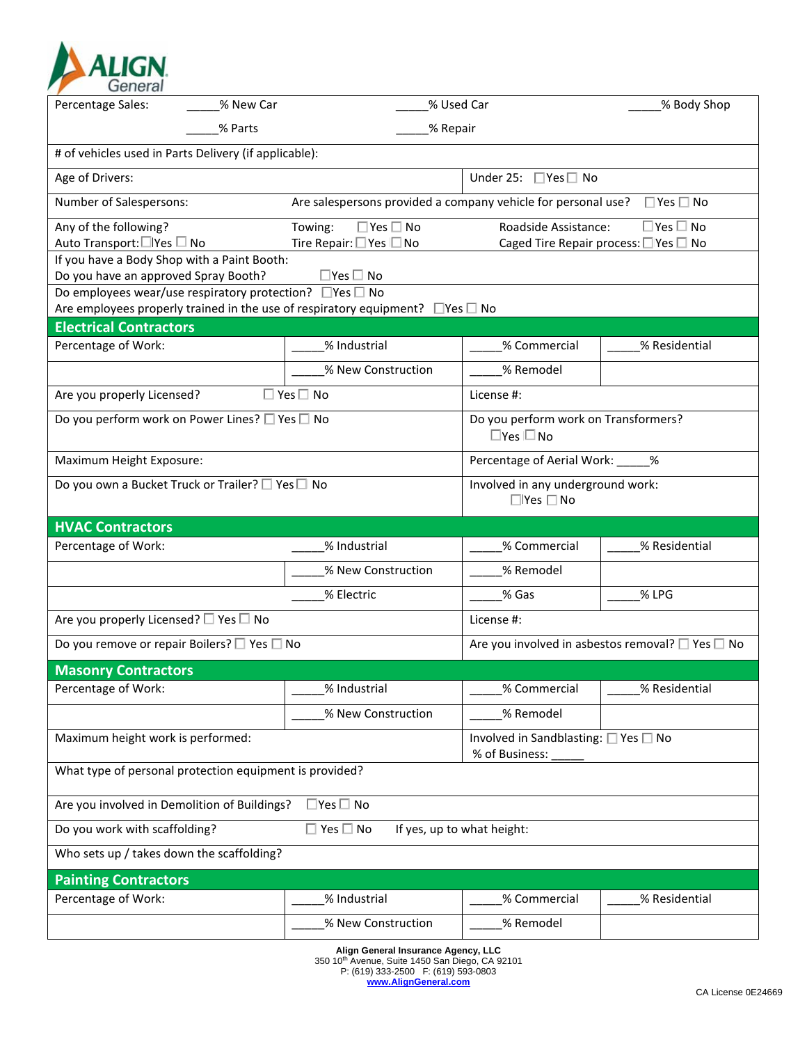| | | | |
|---|---|---|---|
| Percentage Sales: _____% New Car | | _____% Used Car | _____% Body Shop |
| _____% Parts | | _____% Repair | |
| # of vehicles used in Parts Delivery (if applicable): | | | |
| Age of Drivers: | | Under 25: ☐Yes ☐ No | |
| Number of Salespersons: | Are salespersons provided a company vehicle for personal use? ☐Yes ☐ No | | |
| Any of the following? Auto Transport: ☐Yes ☐ No | Towing: ☐Yes ☐ No Tire Repair: ☐Yes ☐No | Roadside Assistance: ☐Yes ☐ No Caged Tire Repair process: ☐Yes ☐ No | |
| If you have a Body Shop with a Paint Booth: Do you have an approved Spray Booth? ☐Yes ☐ No | | | |
| Do employees wear/use respiratory protection? ☐Yes ☐ No Are employees properly trained in the use of respiratory equipment? ☐Yes ☐ No | | | |

## Electrical Contractors

| | | | |
|---|---|---|---|
| Percentage of Work: | _____% Industrial | _____% Commercial | _____% Residential |
| | _____% New Construction | _____% Remodel | |
| Are you properly Licensed? ☐ Yes ☐ No | | License #: | |
| Do you perform work on Power Lines? ☐ Yes ☐ No | | Do you perform work on Transformers? ☐Yes ☐No | |
| Maximum Height Exposure: | | Percentage of Aerial Work: _____% | |
| Do you own a Bucket Truck or Trailer? ☐ Yes ☐ No | | Involved in any underground work: ☐Yes ☐ No | |

## HVAC Contractors

| | | | |
|---|---|---|---|
| Percentage of Work: | _____% Industrial | _____% Commercial | _____% Residential |
| | _____% New Construction | _____% Remodel | |
| | _____% Electric | _____% Gas | _____% LPG |
| Are you properly Licensed? ☐ Yes ☐ No | | License #: | |
| Do you remove or repair Boilers? ☐ Yes ☐ No | | Are you involved in asbestos removal? ☐ Yes ☐ No | |

## Masonry Contractors

| | | | |
|---|---|---|---|
| Percentage of Work: | _____% Industrial | _____% Commercial | _____% Residential |
| | _____% New Construction | _____% Remodel | |
| Maximum height work is performed: | | Involved in Sandblasting: ☐ Yes ☐ No % of Business: _____ | |
| What type of personal protection equipment is provided? | | | |
| Are you involved in Demolition of Buildings? ☐Yes ☐ No | | | |
| Do you work with scaffolding? ☐ Yes ☐ No If yes, up to what height: | | | |
| Who sets up / takes down the scaffolding? | | | |

## Painting Contractors

| | | | |
|---|---|---|---|
| Percentage of Work: | _____% Industrial | _____% Commercial | _____% Residential |
| | _____% New Construction | _____% Remodel | |

**Align General Insurance Agency, LLC**
350 10th Avenue, Suite 1450 San Diego, CA 92101
P: (619) 333-2500 F: (619) 593-0803
www.AlignGeneral.com

CA License 0E24669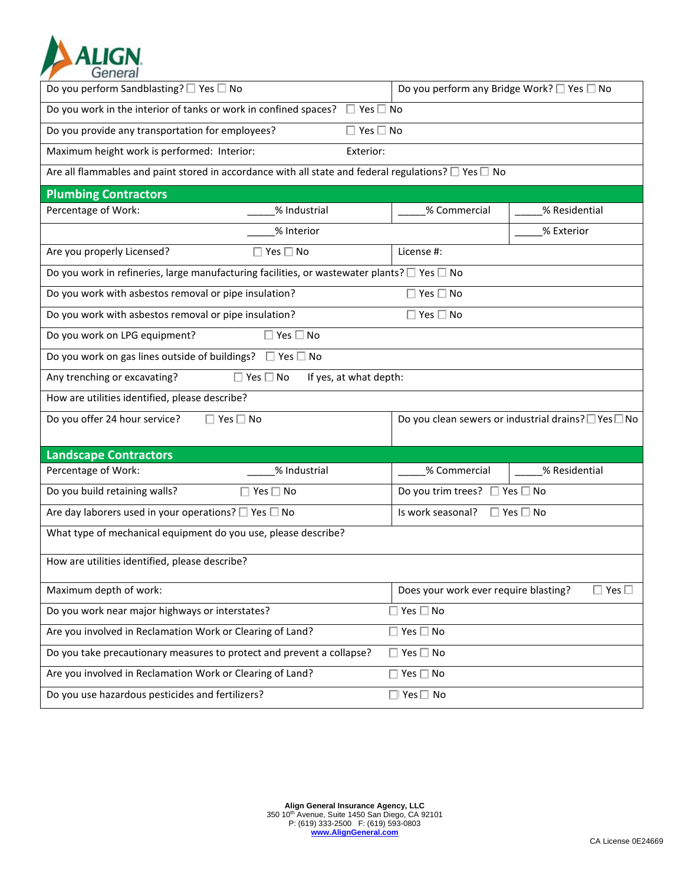| | |
|---|---|
| Do you perform Sandblasting? ☐ Yes ☐ No | Do you perform any Bridge Work? ☐ Yes ☐ No |
| Do you work in the interior of tanks or work in confined spaces? ☐ Yes ☐ No | |
| Do you provide any transportation for employees? ☐ Yes ☐ No | |
| Maximum height work is performed: Interior: Exterior: | |
| Are all flammables and paint stored in accordance with all state and federal regulations? ☐ Yes ☐ No | |

## Plumbing Contractors

| | | | |
|---|---|---|---|
| Percentage of Work: | _____% Industrial | _____% Commercial | _____% Residential |
| | _____% Interior | | _____% Exterior |
| Are you properly Licensed? | ☐ Yes ☐ No | License #: | |
| Do you work in refineries, large manufacturing facilities, or wastewater plants? ☐ Yes ☐ No | | | |
| Do you work with asbestos removal or pipe insulation? | | ☐ Yes ☐ No | |
| Do you work with asbestos removal or pipe insulation? | | ☐ Yes ☐ No | |
| Do you work on LPG equipment? | ☐ Yes ☐ No | | |
| Do you work on gas lines outside of buildings? | ☐ Yes ☐ No | | |
| Any trenching or excavating? | ☐ Yes ☐ No If yes, at what depth: | | |
| How are utilities identified, please describe? | | | |
| Do you offer 24 hour service? | ☐ Yes ☐ No | Do you clean sewers or industrial drains? ☐ Yes ☐ No | |

## Landscape Contractors

| | | | |
|---|---|---|---|
| Percentage of Work: | _____% Industrial | _____% Commercial | _____% Residential |
| Do you build retaining walls? | ☐ Yes ☐ No | Do you trim trees? ☐ Yes ☐ No | |
| Are day laborers used in your operations? ☐ Yes ☐ No | | Is work seasonal? ☐ Yes ☐ No | |
| What type of mechanical equipment do you use, please describe? | | | |
| How are utilities identified, please describe? | | | |
| Maximum depth of work: | | Does your work ever require blasting? ☐ Yes ☐ | |
| Do you work near major highways or interstates? | | ☐ Yes ☐ No | |
| Are you involved in Reclamation Work or Clearing of Land? | | ☐ Yes ☐ No | |
| Do you take precautionary measures to protect and prevent a collapse? | | ☐ Yes ☐ No | |
| Are you involved in Reclamation Work or Clearing of Land? | | ☐ Yes ☐ No | |
| Do you use hazardous pesticides and fertilizers? | | ☐ Yes ☐ No | |

**Align General Insurance Agency, LLC**
350 10th Avenue, Suite 1450 San Diego, CA 92101
P: (619) 333-2500 F: (619) 593-0803
www.AlignGeneral.com

CA License 0E24669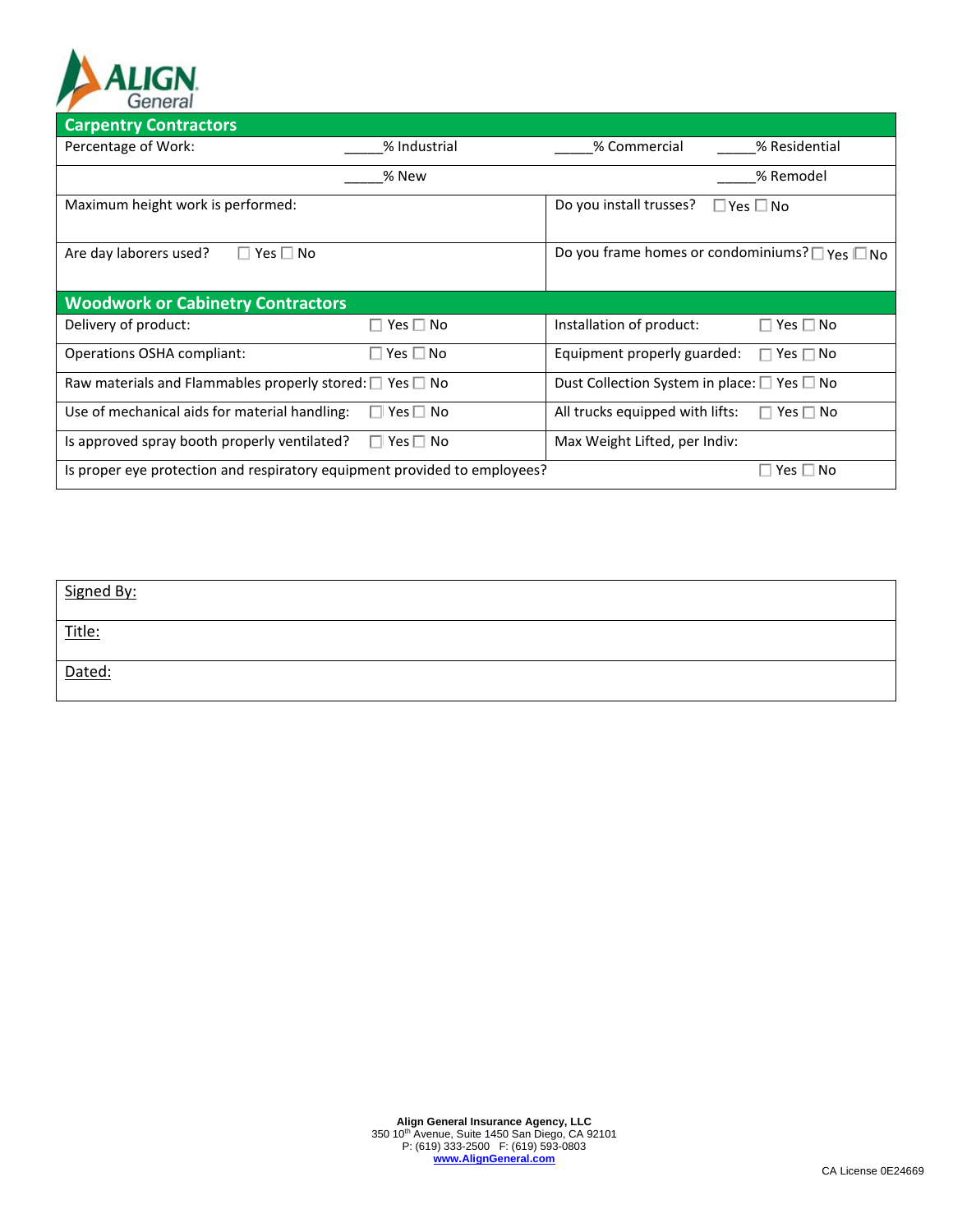ALIGN General

## Carpentry Contractors

| | | | |
|---|---|---|---|
| Percentage of Work: | _____% Industrial | _____% Commercial | _____% Residential |
| | _____% New | | _____% Remodel |

| | |
|---|---|
| Maximum height work is performed: | Do you install trusses? ☐ Yes ☐ No |
| Are day laborers used? ☐ Yes ☐ No | Do you frame homes or condominiums? ☐ Yes ☐ No |

## Woodwork or Cabinetry Contractors

| | | | |
|---|---|---|---|
| Delivery of product: | ☐ Yes ☐ No | Installation of product: | ☐ Yes ☐ No |
| Operations OSHA compliant: | ☐ Yes ☐ No | Equipment properly guarded: | ☐ Yes ☐ No |
| Raw materials and Flammables properly stored: | ☐ Yes ☐ No | Dust Collection System in place: | ☐ Yes ☐ No |
| Use of mechanical aids for material handling: | ☐ Yes ☐ No | All trucks equipped with lifts: | ☐ Yes ☐ No |
| Is approved spray booth properly ventilated? | ☐ Yes ☐ No | Max Weight Lifted, per Indiv: | |
| Is proper eye protection and respiratory equipment provided to employees? | | | ☐ Yes ☐ No |

| |
|---|
| Signed By: |
| Title: |
| Dated: |

**Align General Insurance Agency, LLC**
350 10th Avenue, Suite 1450 San Diego, CA 92101
P: (619) 333-2500 F: (619) 593-0803
www.AlignGeneral.com

CA License 0E24669